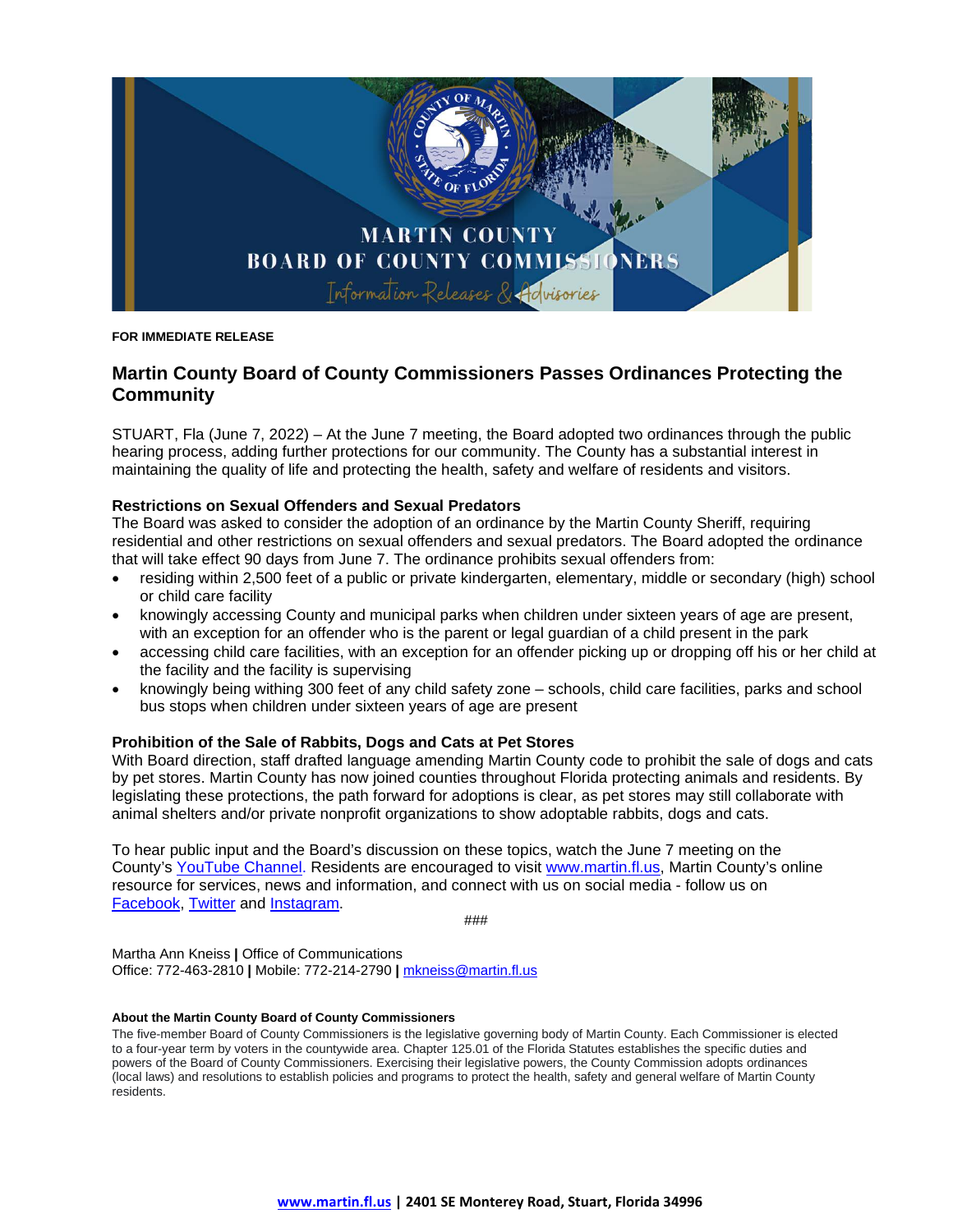MARTIN COUNTY
BOARD OF COUNTY COMMISSIONERS
Information Releases & Advisories

**FOR IMMEDIATE RELEASE**

## Martin County Board of County Commissioners Passes Ordinances Protecting the Community

STUART, Fla (June 7, 2022) – At the June 7 meeting, the Board adopted two ordinances through the public hearing process, adding further protections for our community. The County has a substantial interest in maintaining the quality of life and protecting the health, safety and welfare of residents and visitors.

**Restrictions on Sexual Offenders and Sexual Predators**

The Board was asked to consider the adoption of an ordinance by the Martin County Sheriff, requiring residential and other restrictions on sexual offenders and sexual predators. The Board adopted the ordinance that will take effect 90 days from June 7. The ordinance prohibits sexual offenders from:

- residing within 2,500 feet of a public or private kindergarten, elementary, middle or secondary (high) school or child care facility
- knowingly accessing County and municipal parks when children under sixteen years of age are present, with an exception for an offender who is the parent or legal guardian of a child present in the park
- accessing child care facilities, with an exception for an offender picking up or dropping off his or her child at the facility and the facility is supervising
- knowingly being withing 300 feet of any child safety zone – schools, child care facilities, parks and school bus stops when children under sixteen years of age are present

**Prohibition of the Sale of Rabbits, Dogs and Cats at Pet Stores**

With Board direction, staff drafted language amending Martin County code to prohibit the sale of dogs and cats by pet stores. Martin County has now joined counties throughout Florida protecting animals and residents. By legislating these protections, the path forward for adoptions is clear, as pet stores may still collaborate with animal shelters and/or private nonprofit organizations to show adoptable rabbits, dogs and cats.

To hear public input and the Board's discussion on these topics, watch the June 7 meeting on the County's YouTube Channel. Residents are encouraged to visit www.martin.fl.us, Martin County's online resource for services, news and information, and connect with us on social media - follow us on Facebook, Twitter and Instagram.

###

Martha Ann Kneiss **|** Office of Communications
Office: 772-463-2810 **|** Mobile: 772-214-2790 **|** mkneiss@martin.fl.us

**About the Martin County Board of County Commissioners**

The five-member Board of County Commissioners is the legislative governing body of Martin County. Each Commissioner is elected to a four-year term by voters in the countywide area. Chapter 125.01 of the Florida Statutes establishes the specific duties and powers of the Board of County Commissioners. Exercising their legislative powers, the County Commission adopts ordinances (local laws) and resolutions to establish policies and programs to protect the health, safety and general welfare of Martin County residents.

**www.martin.fl.us | 2401 SE Monterey Road, Stuart, Florida 34996**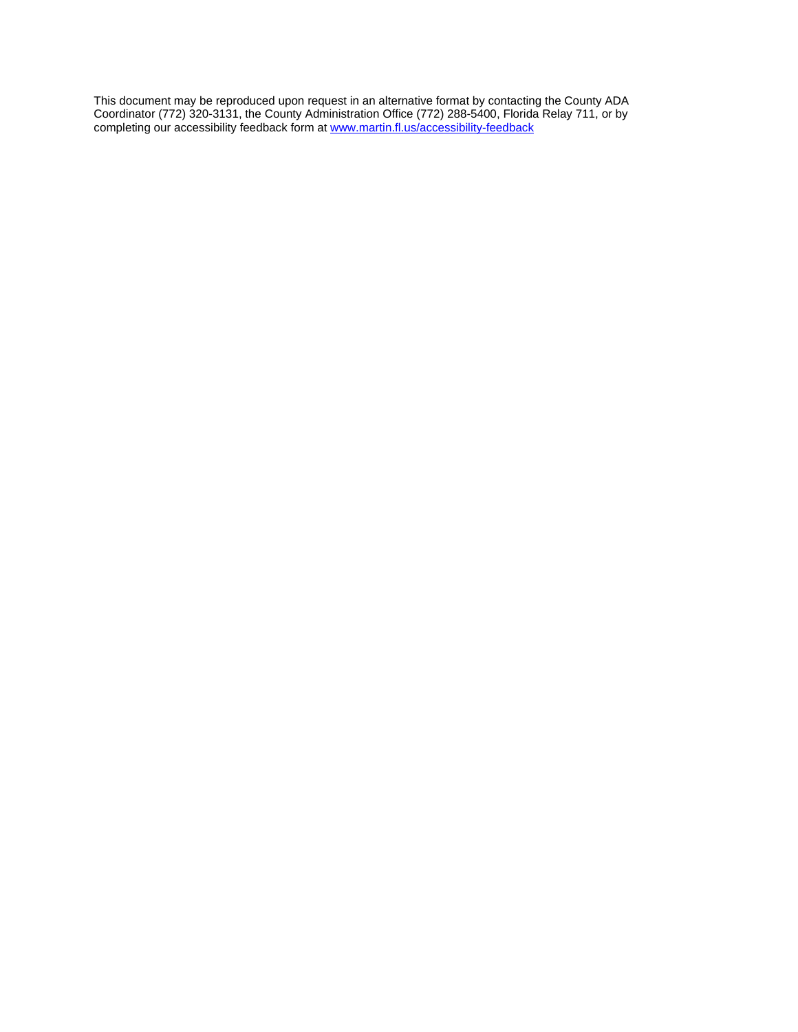This document may be reproduced upon request in an alternative format by contacting the County ADA Coordinator (772) 320-3131, the County Administration Office (772) 288-5400, Florida Relay 711, or by completing our accessibility feedback form at [www.martin.fl.us/accessibility-feedback](http://www.martin.fl.us/accessibility-feedback)